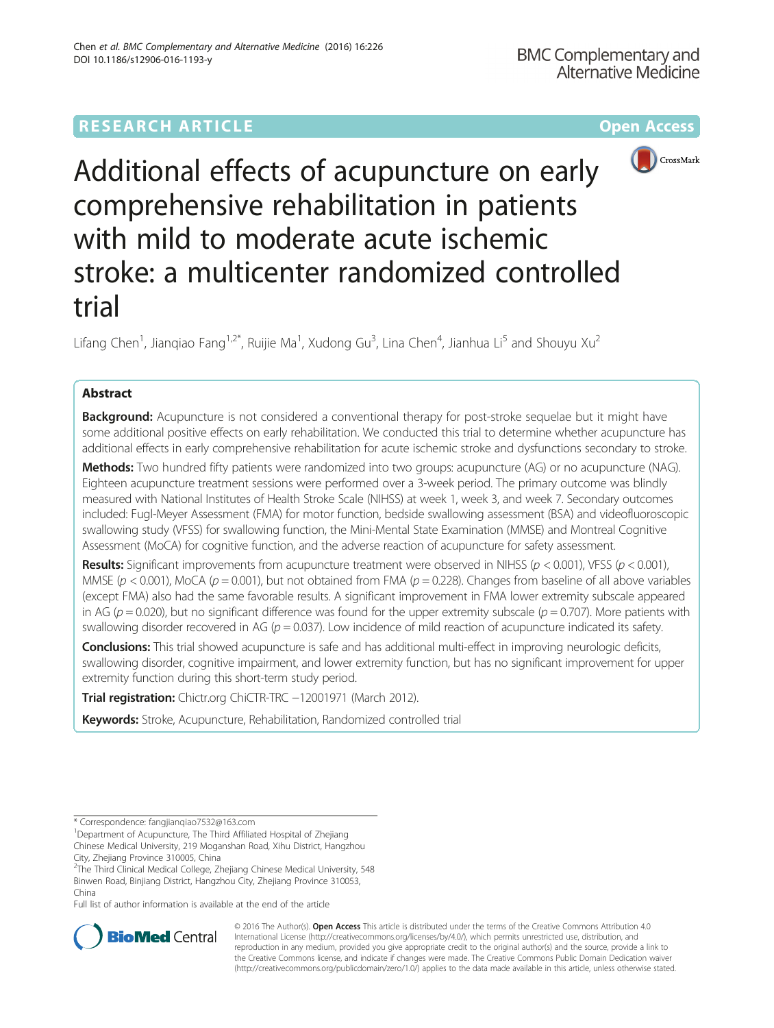RESEARCH ARTICLE

Open Access

# Additional effects of acupuncture on early comprehensive rehabilitation in patients with mild to moderate acute ischemic stroke: a multicenter randomized controlled trial

Lifang Chen[1], Jianqiao Fang[1,2*], Ruijie Ma[1], Xudong Gu[3], Lina Chen[4], Jianhua Li[5] and Shouyu Xu[2]

## Abstract

**Background:** Acupuncture is not considered a conventional therapy for post-stroke sequelae but it might have some additional positive effects on early rehabilitation. We conducted this trial to determine whether acupuncture has additional effects in early comprehensive rehabilitation for acute ischemic stroke and dysfunctions secondary to stroke.

**Methods:** Two hundred fifty patients were randomized into two groups: acupuncture (AG) or no acupuncture (NAG). Eighteen acupuncture treatment sessions were performed over a 3-week period. The primary outcome was blindly measured with National Institutes of Health Stroke Scale (NIHSS) at week 1, week 3, and week 7. Secondary outcomes included: Fugl-Meyer Assessment (FMA) for motor function, bedside swallowing assessment (BSA) and videofluoroscopic swallowing study (VFSS) for swallowing function, the Mini-Mental State Examination (MMSE) and Montreal Cognitive Assessment (MoCA) for cognitive function, and the adverse reaction of acupuncture for safety assessment.

**Results:** Significant improvements from acupuncture treatment were observed in NIHSS ($p < 0.001$), VFSS ($p < 0.001$), MMSE ($p < 0.001$), MoCA ($p = 0.001$), but not obtained from FMA ($p = 0.228$). Changes from baseline of all above variables (except FMA) also had the same favorable results. A significant improvement in FMA lower extremity subscale appeared in AG ($p = 0.020$), but no significant difference was found for the upper extremity subscale ($p = 0.707$). More patients with swallowing disorder recovered in AG ($p = 0.037$). Low incidence of mild reaction of acupuncture indicated its safety.

**Conclusions:** This trial showed acupuncture is safe and has additional multi-effect in improving neurologic deficits, swallowing disorder, cognitive impairment, and lower extremity function, but has no significant improvement for upper extremity function during this short-term study period.

**Trial registration:** Chictr.org ChiCTR-TRC −12001971 (March 2012).

**Keywords:** Stroke, Acupuncture, Rehabilitation, Randomized controlled trial

---

\* Correspondence: fangjianqiao7532@163.com

[1]Department of Acupuncture, The Third Affiliated Hospital of Zhejiang Chinese Medical University, 219 Moganshan Road, Xihu District, Hangzhou City, Zhejiang Province 310005, China

[2]The Third Clinical Medical College, Zhejiang Chinese Medical University, 548 Binwen Road, Binjiang District, Hangzhou City, Zhejiang Province 310053, China

Full list of author information is available at the end of the article

© 2016 The Author(s). **Open Access** This article is distributed under the terms of the Creative Commons Attribution 4.0 International License (http://creativecommons.org/licenses/by/4.0/), which permits unrestricted use, distribution, and reproduction in any medium, provided you give appropriate credit to the original author(s) and the source, provide a link to the Creative Commons license, and indicate if changes were made. The Creative Commons Public Domain Dedication waiver (http://creativecommons.org/publicdomain/zero/1.0/) applies to the data made available in this article, unless otherwise stated.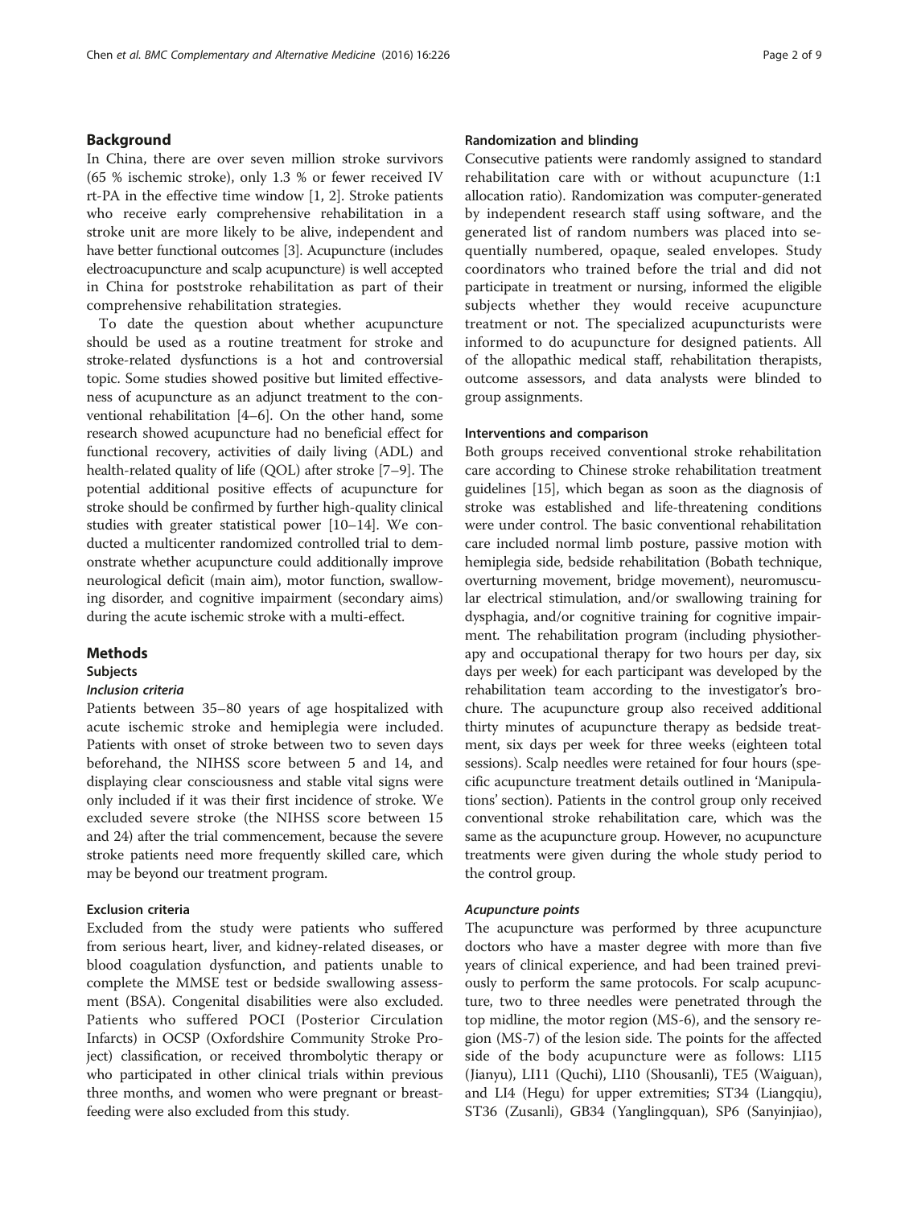## Background

In China, there are over seven million stroke survivors (65 % ischemic stroke), only 1.3 % or fewer received IV rt-PA in the effective time window [1, 2]. Stroke patients who receive early comprehensive rehabilitation in a stroke unit are more likely to be alive, independent and have better functional outcomes [3]. Acupuncture (includes electroacupuncture and scalp acupuncture) is well accepted in China for poststroke rehabilitation as part of their comprehensive rehabilitation strategies.

To date the question about whether acupuncture should be used as a routine treatment for stroke and stroke-related dysfunctions is a hot and controversial topic. Some studies showed positive but limited effectiveness of acupuncture as an adjunct treatment to the conventional rehabilitation [4–6]. On the other hand, some research showed acupuncture had no beneficial effect for functional recovery, activities of daily living (ADL) and health-related quality of life (QOL) after stroke [7–9]. The potential additional positive effects of acupuncture for stroke should be confirmed by further high-quality clinical studies with greater statistical power [10–14]. We conducted a multicenter randomized controlled trial to demonstrate whether acupuncture could additionally improve neurological deficit (main aim), motor function, swallowing disorder, and cognitive impairment (secondary aims) during the acute ischemic stroke with a multi-effect.

## Methods

### Subjects

#### *Inclusion criteria*

Patients between 35–80 years of age hospitalized with acute ischemic stroke and hemiplegia were included. Patients with onset of stroke between two to seven days beforehand, the NIHSS score between 5 and 14, and displaying clear consciousness and stable vital signs were only included if it was their first incidence of stroke. We excluded severe stroke (the NIHSS score between 15 and 24) after the trial commencement, because the severe stroke patients need more frequently skilled care, which may be beyond our treatment program.

### Exclusion criteria

Excluded from the study were patients who suffered from serious heart, liver, and kidney-related diseases, or blood coagulation dysfunction, and patients unable to complete the MMSE test or bedside swallowing assessment (BSA). Congenital disabilities were also excluded. Patients who suffered POCI (Posterior Circulation Infarcts) in OCSP (Oxfordshire Community Stroke Project) classification, or received thrombolytic therapy or who participated in other clinical trials within previous three months, and women who were pregnant or breastfeeding were also excluded from this study.

### Randomization and blinding

Consecutive patients were randomly assigned to standard rehabilitation care with or without acupuncture (1:1 allocation ratio). Randomization was computer-generated by independent research staff using software, and the generated list of random numbers was placed into sequentially numbered, opaque, sealed envelopes. Study coordinators who trained before the trial and did not participate in treatment or nursing, informed the eligible subjects whether they would receive acupuncture treatment or not. The specialized acupuncturists were informed to do acupuncture for designed patients. All of the allopathic medical staff, rehabilitation therapists, outcome assessors, and data analysts were blinded to group assignments.

### Interventions and comparison

Both groups received conventional stroke rehabilitation care according to Chinese stroke rehabilitation treatment guidelines [15], which began as soon as the diagnosis of stroke was established and life-threatening conditions were under control. The basic conventional rehabilitation care included normal limb posture, passive motion with hemiplegia side, bedside rehabilitation (Bobath technique, overturning movement, bridge movement), neuromuscular electrical stimulation, and/or swallowing training for dysphagia, and/or cognitive training for cognitive impairment. The rehabilitation program (including physiotherapy and occupational therapy for two hours per day, six days per week) for each participant was developed by the rehabilitation team according to the investigator's brochure. The acupuncture group also received additional thirty minutes of acupuncture therapy as bedside treatment, six days per week for three weeks (eighteen total sessions). Scalp needles were retained for four hours (specific acupuncture treatment details outlined in 'Manipulations' section). Patients in the control group only received conventional stroke rehabilitation care, which was the same as the acupuncture group. However, no acupuncture treatments were given during the whole study period to the control group.

#### *Acupuncture points*

The acupuncture was performed by three acupuncture doctors who have a master degree with more than five years of clinical experience, and had been trained previously to perform the same protocols. For scalp acupuncture, two to three needles were penetrated through the top midline, the motor region (MS-6), and the sensory region (MS-7) of the lesion side. The points for the affected side of the body acupuncture were as follows: LI15 (Jianyu), LI11 (Quchi), LI10 (Shousanli), TE5 (Waiguan), and LI4 (Hegu) for upper extremities; ST34 (Liangqiu), ST36 (Zusanli), GB34 (Yanglingquan), SP6 (Sanyinjiao),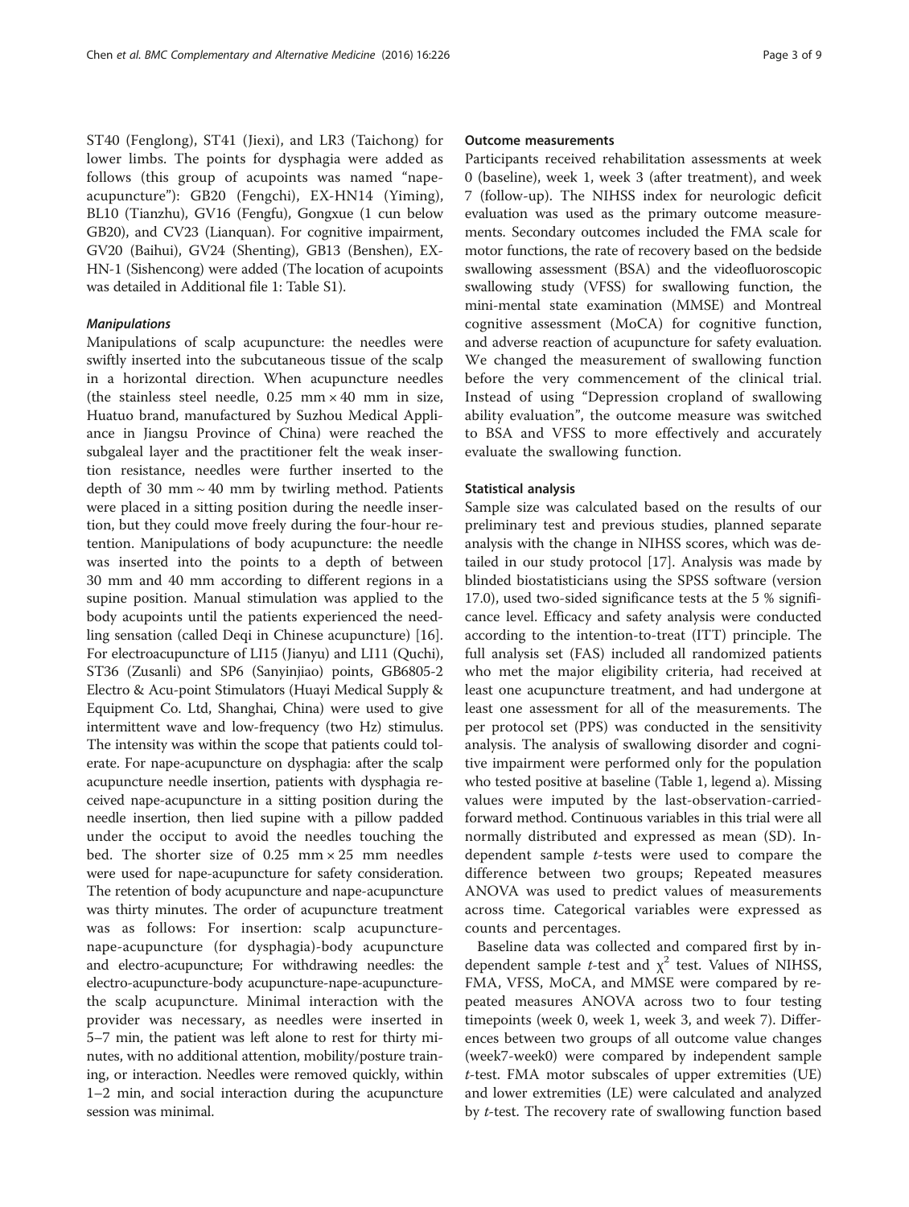ST40 (Fenglong), ST41 (Jiexi), and LR3 (Taichong) for lower limbs. The points for dysphagia were added as follows (this group of acupoints was named "nape-acupuncture"): GB20 (Fengchi), EX-HN14 (Yiming), BL10 (Tianzhu), GV16 (Fengfu), Gongxue (1 cun below GB20), and CV23 (Lianquan). For cognitive impairment, GV20 (Baihui), GV24 (Shenting), GB13 (Benshen), EX-HN-1 (Sishencong) were added (The location of acupoints was detailed in Additional file 1: Table S1).

#### *Manipulations*

Manipulations of scalp acupuncture: the needles were swiftly inserted into the subcutaneous tissue of the scalp in a horizontal direction. When acupuncture needles (the stainless steel needle, 0.25 mm × 40 mm in size, Huatuo brand, manufactured by Suzhou Medical Appliance in Jiangsu Province of China) were reached the subgaleal layer and the practitioner felt the weak insertion resistance, needles were further inserted to the depth of 30 mm ~ 40 mm by twirling method. Patients were placed in a sitting position during the needle insertion, but they could move freely during the four-hour retention. Manipulations of body acupuncture: the needle was inserted into the points to a depth of between 30 mm and 40 mm according to different regions in a supine position. Manual stimulation was applied to the body acupoints until the patients experienced the needling sensation (called Deqi in Chinese acupuncture) [16]. For electroacupuncture of LI15 (Jianyu) and LI11 (Quchi), ST36 (Zusanli) and SP6 (Sanyinjiao) points, GB6805-2 Electro & Acu-point Stimulators (Huayi Medical Supply & Equipment Co. Ltd, Shanghai, China) were used to give intermittent wave and low-frequency (two Hz) stimulus. The intensity was within the scope that patients could tolerate. For nape-acupuncture on dysphagia: after the scalp acupuncture needle insertion, patients with dysphagia received nape-acupuncture in a sitting position during the needle insertion, then lied supine with a pillow padded under the occiput to avoid the needles touching the bed. The shorter size of 0.25 mm × 25 mm needles were used for nape-acupuncture for safety consideration. The retention of body acupuncture and nape-acupuncture was thirty minutes. The order of acupuncture treatment was as follows: For insertion: scalp acupuncture-nape-acupuncture (for dysphagia)-body acupuncture and electro-acupuncture; For withdrawing needles: the electro-acupuncture-body acupuncture-nape-acupuncture-the scalp acupuncture. Minimal interaction with the provider was necessary, as needles were inserted in 5–7 min, the patient was left alone to rest for thirty minutes, with no additional attention, mobility/posture training, or interaction. Needles were removed quickly, within 1–2 min, and social interaction during the acupuncture session was minimal.

### Outcome measurements

Participants received rehabilitation assessments at week 0 (baseline), week 1, week 3 (after treatment), and week 7 (follow-up). The NIHSS index for neurologic deficit evaluation was used as the primary outcome measurements. Secondary outcomes included the FMA scale for motor functions, the rate of recovery based on the bedside swallowing assessment (BSA) and the videofluoroscopic swallowing study (VFSS) for swallowing function, the mini-mental state examination (MMSE) and Montreal cognitive assessment (MoCA) for cognitive function, and adverse reaction of acupuncture for safety evaluation. We changed the measurement of swallowing function before the very commencement of the clinical trial. Instead of using "Depression cropland of swallowing ability evaluation", the outcome measure was switched to BSA and VFSS to more effectively and accurately evaluate the swallowing function.

### Statistical analysis

Sample size was calculated based on the results of our preliminary test and previous studies, planned separate analysis with the change in NIHSS scores, which was detailed in our study protocol [17]. Analysis was made by blinded biostatisticians using the SPSS software (version 17.0), used two-sided significance tests at the 5 % significance level. Efficacy and safety analysis were conducted according to the intention-to-treat (ITT) principle. The full analysis set (FAS) included all randomized patients who met the major eligibility criteria, had received at least one acupuncture treatment, and had undergone at least one assessment for all of the measurements. The per protocol set (PPS) was conducted in the sensitivity analysis. The analysis of swallowing disorder and cognitive impairment were performed only for the population who tested positive at baseline (Table 1, legend a). Missing values were imputed by the last-observation-carried-forward method. Continuous variables in this trial were all normally distributed and expressed as mean (SD). Independent sample *t*-tests were used to compare the difference between two groups; Repeated measures ANOVA was used to predict values of measurements across time. Categorical variables were expressed as counts and percentages.

Baseline data was collected and compared first by independent sample *t*-test and $\chi^2$ test. Values of NIHSS, FMA, VFSS, MoCA, and MMSE were compared by repeated measures ANOVA across two to four testing timepoints (week 0, week 1, week 3, and week 7). Differences between two groups of all outcome value changes (week7-week0) were compared by independent sample *t*-test. FMA motor subscales of upper extremities (UE) and lower extremities (LE) were calculated and analyzed by *t*-test. The recovery rate of swallowing function based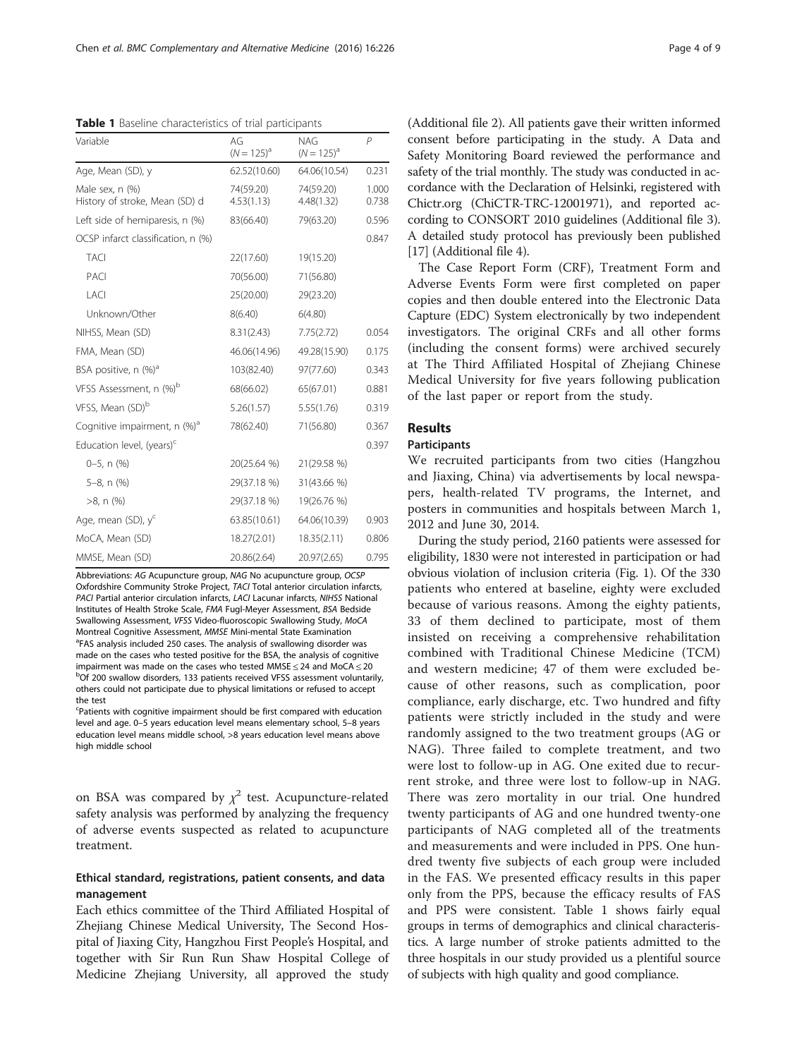**Table 1** Baseline characteristics of trial participants

| Variable | AG ($N = 125$)[a] | NAG ($N = 125$)[a] | $P$ |
|---|---|---|---|
| Age, Mean (SD), y | 62.52(10.60) | 64.06(10.54) | 0.231 |
| Male sex, n (%) | 74(59.20) | 74(59.20) | 1.000 |
| History of stroke, Mean (SD) d | 4.53(1.13) | 4.48(1.32) | 0.738 |
| Left side of hemiparesis, n (%) | 83(66.40) | 79(63.20) | 0.596 |
| OCSP infarct classification, n (%) | | | 0.847 |
| TACI | 22(17.60) | 19(15.20) | |
| PACI | 70(56.00) | 71(56.80) | |
| LACI | 25(20.00) | 29(23.20) | |
| Unknown/Other | 8(6.40) | 6(4.80) | |
| NIHSS, Mean (SD) | 8.31(2.43) | 7.75(2.72) | 0.054 |
| FMA, Mean (SD) | 46.06(14.96) | 49.28(15.90) | 0.175 |
| BSA positive, n (%)[a] | 103(82.40) | 97(77.60) | 0.343 |
| VFSS Assessment, n (%)[b] | 68(66.02) | 65(67.01) | 0.881 |
| VFSS, Mean (SD)[b] | 5.26(1.57) | 5.55(1.76) | 0.319 |
| Cognitive impairment, n (%)[a] | 78(62.40) | 71(56.80) | 0.367 |
| Education level, (years)[c] | | | 0.397 |
| 0–5, n (%) | 20(25.64 %) | 21(29.58 %) | |
| 5–8, n (%) | 29(37.18 %) | 31(43.66 %) | |
| >8, n (%) | 29(37.18 %) | 19(26.76 %) | |
| Age, mean (SD), y[c] | 63.85(10.61) | 64.06(10.39) | 0.903 |
| MoCA, Mean (SD) | 18.27(2.01) | 18.35(2.11) | 0.806 |
| MMSE, Mean (SD) | 20.86(2.64) | 20.97(2.65) | 0.795 |

Abbreviations: *AG* Acupuncture group, *NAG* No acupuncture group, *OCSP* Oxfordshire Community Stroke Project, *TACI* Total anterior circulation infarcts, *PACI* Partial anterior circulation infarcts, *LACI* Lacunar infarcts, *NIHSS* National Institutes of Health Stroke Scale, *FMA* Fugl-Meyer Assessment, *BSA* Bedside Swallowing Assessment, *VFSS* Video-fluoroscopic Swallowing Study, *MoCA* Montreal Cognitive Assessment, *MMSE* Mini-mental State Examination

[a]FAS analysis included 250 cases. The analysis of swallowing disorder was made on the cases who tested positive for the BSA, the analysis of cognitive impairment was made on the cases who tested MMSE ≤ 24 and MoCA ≤ 20

[b]Of 200 swallow disorders, 133 patients received VFSS assessment voluntarily, others could not participate due to physical limitations or refused to accept the test

[c]Patients with cognitive impairment should be first compared with education level and age. 0–5 years education level means elementary school, 5–8 years education level means middle school, >8 years education level means above high middle school

on BSA was compared by $\chi^2$ test. Acupuncture-related safety analysis was performed by analyzing the frequency of adverse events suspected as related to acupuncture treatment.

### Ethical standard, registrations, patient consents, and data management

Each ethics committee of the Third Affiliated Hospital of Zhejiang Chinese Medical University, The Second Hospital of Jiaxing City, Hangzhou First People's Hospital, and together with Sir Run Run Shaw Hospital College of Medicine Zhejiang University, all approved the study (Additional file 2). All patients gave their written informed consent before participating in the study. A Data and Safety Monitoring Board reviewed the performance and safety of the trial monthly. The study was conducted in accordance with the Declaration of Helsinki, registered with Chictr.org (ChiCTR-TRC-12001971), and reported according to CONSORT 2010 guidelines (Additional file 3). A detailed study protocol has previously been published [17] (Additional file 4).

The Case Report Form (CRF), Treatment Form and Adverse Events Form were first completed on paper copies and then double entered into the Electronic Data Capture (EDC) System electronically by two independent investigators. The original CRFs and all other forms (including the consent forms) were archived securely at The Third Affiliated Hospital of Zhejiang Chinese Medical University for five years following publication of the last paper or report from the study.

## Results

### Participants

We recruited participants from two cities (Hangzhou and Jiaxing, China) via advertisements by local newspapers, health-related TV programs, the Internet, and posters in communities and hospitals between March 1, 2012 and June 30, 2014.

During the study period, 2160 patients were assessed for eligibility, 1830 were not interested in participation or had obvious violation of inclusion criteria (Fig. 1). Of the 330 patients who entered at baseline, eighty were excluded because of various reasons. Among the eighty patients, 33 of them declined to participate, most of them insisted on receiving a comprehensive rehabilitation combined with Traditional Chinese Medicine (TCM) and western medicine; 47 of them were excluded because of other reasons, such as complication, poor compliance, early discharge, etc. Two hundred and fifty patients were strictly included in the study and were randomly assigned to the two treatment groups (AG or NAG). Three failed to complete treatment, and two were lost to follow-up in AG. One exited due to recurrent stroke, and three were lost to follow-up in NAG. There was zero mortality in our trial. One hundred twenty participants of AG and one hundred twenty-one participants of NAG completed all of the treatments and measurements and were included in PPS. One hundred twenty five subjects of each group were included in the FAS. We presented efficacy results in this paper only from the PPS, because the efficacy results of FAS and PPS were consistent. Table 1 shows fairly equal groups in terms of demographics and clinical characteristics. A large number of stroke patients admitted to the three hospitals in our study provided us a plentiful source of subjects with high quality and good compliance.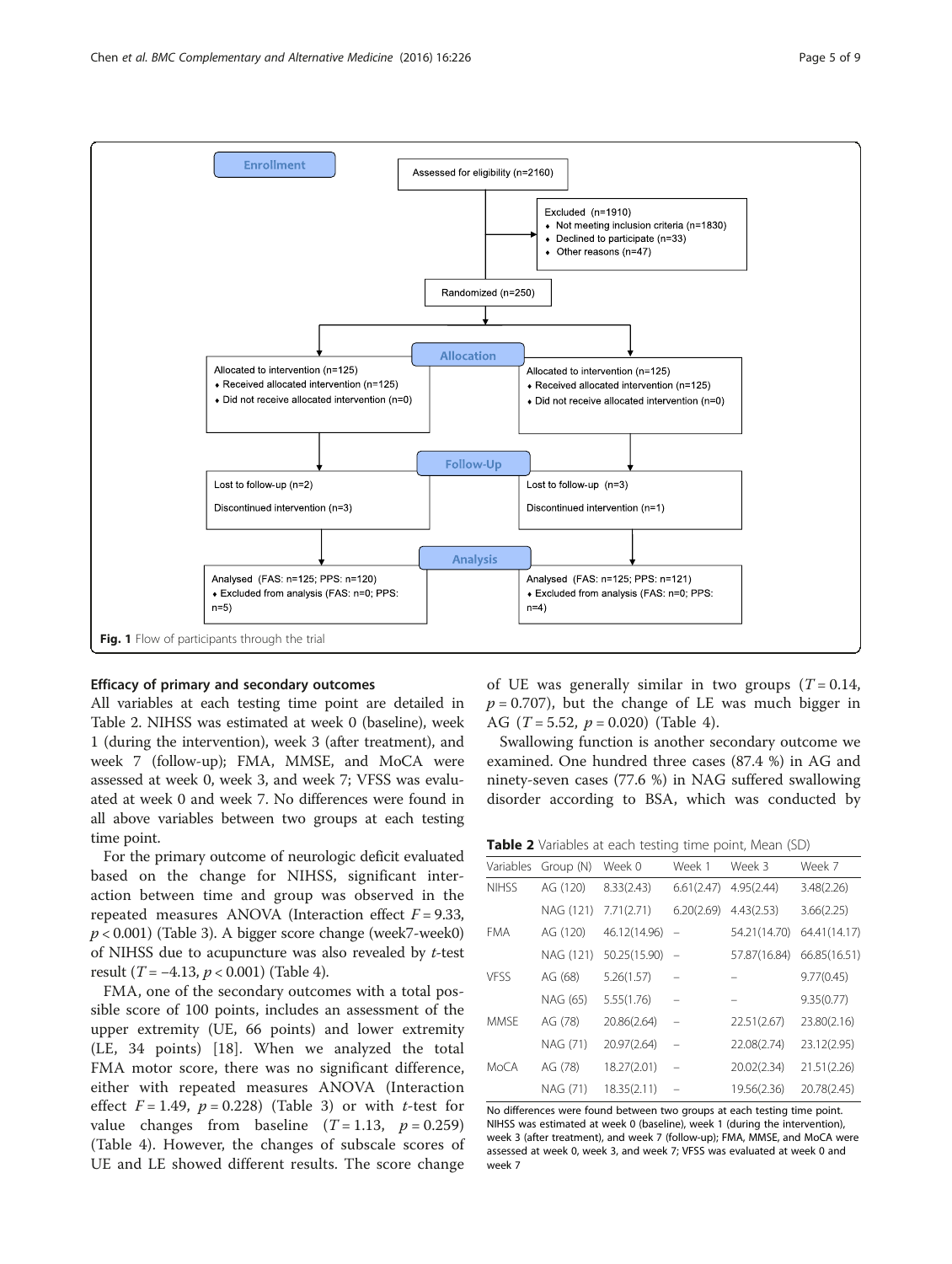Enrollment

Assessed for eligibility (n=2160)

Excluded (n=1910)
- Not meeting inclusion criteria (n=1830)
- Declined to participate (n=33)
- Other reasons (n=47)

Randomized (n=250)

Allocation

Allocated to intervention (n=125)
- Received allocated intervention (n=125)
- Did not receive allocated intervention (n=0)

Allocated to intervention (n=125)
- Received allocated intervention (n=125)
- Did not receive allocated intervention (n=0)

Follow-Up

Lost to follow-up (n=2)

Discontinued intervention (n=3)

Lost to follow-up (n=3)

Discontinued intervention (n=1)

Analysis

Analysed (FAS: n=125; PPS: n=120)
- Excluded from analysis (FAS: n=0; PPS: n=5)

Analysed (FAS: n=125; PPS: n=121)
- Excluded from analysis (FAS: n=0; PPS: n=4)

**Fig. 1** Flow of participants through the trial

### Efficacy of primary and secondary outcomes

All variables at each testing time point are detailed in Table 2. NIHSS was estimated at week 0 (baseline), week 1 (during the intervention), week 3 (after treatment), and week 7 (follow-up); FMA, MMSE, and MoCA were assessed at week 0, week 3, and week 7; VFSS was evaluated at week 0 and week 7. No differences were found in all above variables between two groups at each testing time point.

For the primary outcome of neurologic deficit evaluated based on the change for NIHSS, significant interaction between time and group was observed in the repeated measures ANOVA (Interaction effect $F = 9.33$, $p < 0.001$) (Table 3). A bigger score change (week7-week0) of NIHSS due to acupuncture was also revealed by $t$-test result ($T = -4.13$, $p < 0.001$) (Table 4).

FMA, one of the secondary outcomes with a total possible score of 100 points, includes an assessment of the upper extremity (UE, 66 points) and lower extremity (LE, 34 points) [18]. When we analyzed the total FMA motor score, there was no significant difference, either with repeated measures ANOVA (Interaction effect $F = 1.49$, $p = 0.228$) (Table 3) or with $t$-test for value changes from baseline ($T = 1.13$, $p = 0.259$) (Table 4). However, the changes of subscale scores of UE and LE showed different results. The score change of UE was generally similar in two groups ($T = 0.14$, $p = 0.707$), but the change of LE was much bigger in AG ($T = 5.52$, $p = 0.020$) (Table 4).

Swallowing function is another secondary outcome we examined. One hundred three cases (87.4 %) in AG and ninety-seven cases (77.6 %) in NAG suffered swallowing disorder according to BSA, which was conducted by

**Table 2** Variables at each testing time point, Mean (SD)

| Variables | Group (N) | Week 0 | Week 1 | Week 3 | Week 7 |
|---|---|---|---|---|---|
| NIHSS | AG (120) | 8.33(2.43) | 6.61(2.47) | 4.95(2.44) | 3.48(2.26) |
| | NAG (121) | 7.71(2.71) | 6.20(2.69) | 4.43(2.53) | 3.66(2.25) |
| FMA | AG (120) | 46.12(14.96) | – | 54.21(14.70) | 64.41(14.17) |
| | NAG (121) | 50.25(15.90) | – | 57.87(16.84) | 66.85(16.51) |
| VFSS | AG (68) | 5.26(1.57) | – | – | 9.77(0.45) |
| | NAG (65) | 5.55(1.76) | – | – | 9.35(0.77) |
| MMSE | AG (78) | 20.86(2.64) | – | 22.51(2.67) | 23.80(2.16) |
| | NAG (71) | 20.97(2.64) | – | 22.08(2.74) | 23.12(2.95) |
| MoCA | AG (78) | 18.27(2.01) | – | 20.02(2.34) | 21.51(2.26) |
| | NAG (71) | 18.35(2.11) | – | 19.56(2.36) | 20.78(2.45) |

No differences were found between two groups at each testing time point. NIHSS was estimated at week 0 (baseline), week 1 (during the intervention), week 3 (after treatment), and week 7 (follow-up); FMA, MMSE, and MoCA were assessed at week 0, week 3, and week 7; VFSS was evaluated at week 0 and week 7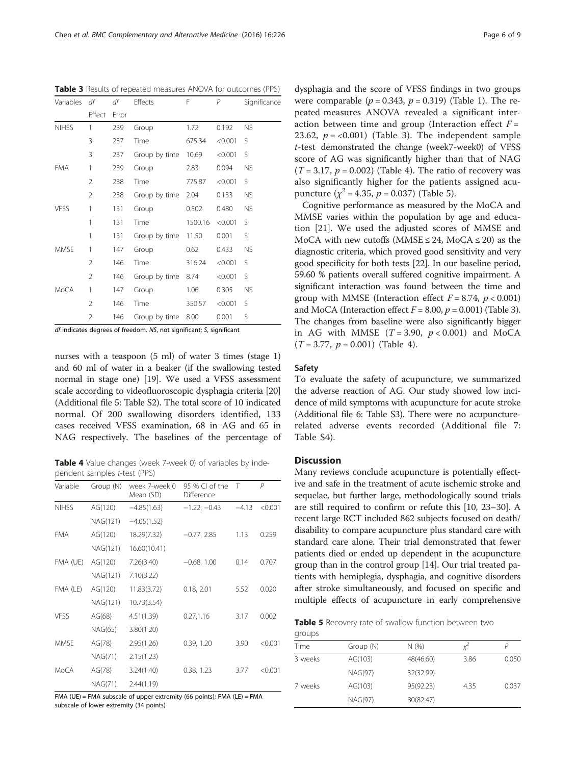**Table 3** Results of repeated measures ANOVA for outcomes (PPS)

| Variables | df Effect | df Error | Effects | F | P | Significance |
|---|---|---|---|---|---|---|
| NIHSS | 1 | 239 | Group | 1.72 | 0.192 | NS |
| | 3 | 237 | Time | 675.34 | <0.001 | S |
| | 3 | 237 | Group by time | 10.69 | <0.001 | S |
| FMA | 1 | 239 | Group | 2.83 | 0.094 | NS |
| | 2 | 238 | Time | 775.87 | <0.001 | S |
| | 2 | 238 | Group by time | 2.04 | 0.133 | NS |
| VFSS | 1 | 131 | Group | 0.502 | 0.480 | NS |
| | 1 | 131 | Time | 1500.16 | <0.001 | S |
| | 1 | 131 | Group by time | 11.50 | 0.001 | S |
| MMSE | 1 | 147 | Group | 0.62 | 0.433 | NS |
| | 2 | 146 | Time | 316.24 | <0.001 | S |
| | 2 | 146 | Group by time | 8.74 | <0.001 | S |
| MoCA | 1 | 147 | Group | 1.06 | 0.305 | NS |
| | 2 | 146 | Time | 350.57 | <0.001 | S |
| | 2 | 146 | Group by time | 8.00 | 0.001 | S |

*df* indicates degrees of freedom. *NS*, not significant; *S*, significant

nurses with a teaspoon (5 ml) of water 3 times (stage 1) and 60 ml of water in a beaker (if the swallowing tested normal in stage one) [19]. We used a VFSS assessment scale according to videofluoroscopic dysphagia criteria [20] (Additional file 5: Table S2). The total score of 10 indicated normal. Of 200 swallowing disorders identified, 133 cases received VFSS examination, 68 in AG and 65 in NAG respectively. The baselines of the percentage of dysphagia and the score of VFSS findings in two groups were comparable ($p = 0.343$, $p = 0.319$) (Table 1). The repeated measures ANOVA revealed a significant interaction between time and group (Interaction effect $F = 23.62$, $p = <0.001$) (Table 3). The independent sample *t*-test demonstrated the change (week7-week0) of VFSS score of AG was significantly higher than that of NAG ($T = 3.17$, $p = 0.002$) (Table 4). The ratio of recovery was also significantly higher for the patients assigned acupuncture ($\chi^2 = 4.35$, $p = 0.037$) (Table 5).

Cognitive performance as measured by the MoCA and MMSE varies within the population by age and education [21]. We used the adjusted scores of MMSE and MoCA with new cutoffs (MMSE ≤ 24, MoCA ≤ 20) as the diagnostic criteria, which proved good sensitivity and very good specificity for both tests [22]. In our baseline period, 59.60 % patients overall suffered cognitive impairment. A significant interaction was found between the time and group with MMSE (Interaction effect $F = 8.74$, $p < 0.001$) and MoCA (Interaction effect $F = 8.00$, $p = 0.001$) (Table 3). The changes from baseline were also significantly bigger in AG with MMSE ($T = 3.90$, $p < 0.001$) and MoCA ($T = 3.77$, $p = 0.001$) (Table 4).

**Table 4** Value changes (week 7-week 0) of variables by independent samples *t*-test (PPS)

| Variable | Group (N) | week 7-week 0 Mean (SD) | 95 % CI of the Difference | T | P |
|---|---|---|---|---|---|
| NIHSS | AG(120) | −4.85(1.63) | −1.22, −0.43 | −4.13 | <0.001 |
| | NAG(121) | −4.05(1.52) | | | |
| FMA | AG(120) | 18.29(7.32) | −0.77, 2.85 | 1.13 | 0.259 |
| | NAG(121) | 16.60(10.41) | | | |
| FMA (UE) | AG(120) | 7.26(3.40) | −0.68, 1.00 | 0.14 | 0.707 |
| | NAG(121) | 7.10(3.22) | | | |
| FMA (LE) | AG(120) | 11.83(3.72) | 0.18, 2.01 | 5.52 | 0.020 |
| | NAG(121) | 10.73(3.54) | | | |
| VFSS | AG(68) | 4.51(1.39) | 0.27,1.16 | 3.17 | 0.002 |
| | NAG(65) | 3.80(1.20) | | | |
| MMSE | AG(78) | 2.95(1.26) | 0.39, 1.20 | 3.90 | <0.001 |
| | NAG(71) | 2.15(1.23) | | | |
| MoCA | AG(78) | 3.24(1.40) | 0.38, 1.23 | 3.77 | <0.001 |
| | NAG(71) | 2.44(1.19) | | | |

FMA (UE) = FMA subscale of upper extremity (66 points); FMA (LE) = FMA subscale of lower extremity (34 points)

### Safety

To evaluate the safety of acupuncture, we summarized the adverse reaction of AG. Our study showed low incidence of mild symptoms with acupuncture for acute stroke (Additional file 6: Table S3). There were no acupuncture-related adverse events recorded (Additional file 7: Table S4).

## Discussion

Many reviews conclude acupuncture is potentially effective and safe in the treatment of acute ischemic stroke and sequelae, but further large, methodologically sound trials are still required to confirm or refute this [10, 23–30]. A recent large RCT included 862 subjects focused on death/disability to compare acupuncture plus standard care with standard care alone. Their trial demonstrated that fewer patients died or ended up dependent in the acupuncture group than in the control group [14]. Our trial treated patients with hemiplegia, dysphagia, and cognitive disorders after stroke simultaneously, and focused on specific and multiple effects of acupuncture in early comprehensive

**Table 5** Recovery rate of swallow function between two groups

| Time | Group (N) | N (%) | $\chi^2$ | P |
|---|---|---|---|---|
| 3 weeks | AG(103) | 48(46.60) | 3.86 | 0.050 |
| | NAG(97) | 32(32.99) | | |
| 7 weeks | AG(103) | 95(92.23) | 4.35 | 0.037 |
| | NAG(97) | 80(82.47) | | |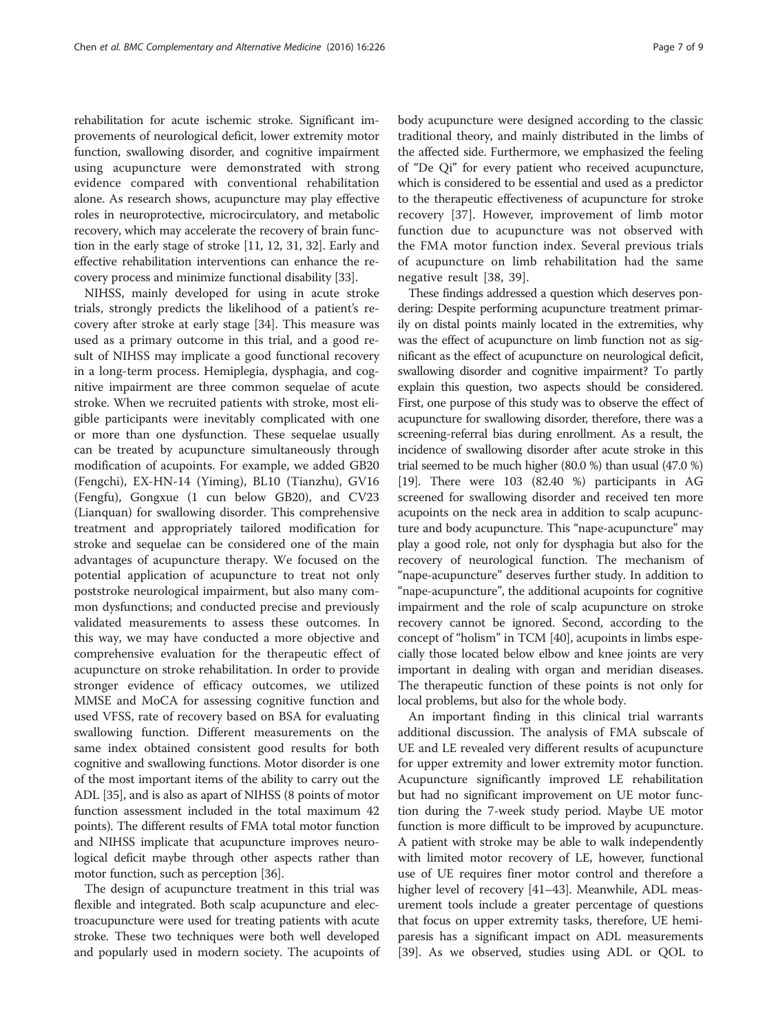rehabilitation for acute ischemic stroke. Significant improvements of neurological deficit, lower extremity motor function, swallowing disorder, and cognitive impairment using acupuncture were demonstrated with strong evidence compared with conventional rehabilitation alone. As research shows, acupuncture may play effective roles in neuroprotective, microcirculatory, and metabolic recovery, which may accelerate the recovery of brain function in the early stage of stroke [11, 12, 31, 32]. Early and effective rehabilitation interventions can enhance the recovery process and minimize functional disability [33].

NIHSS, mainly developed for using in acute stroke trials, strongly predicts the likelihood of a patient's recovery after stroke at early stage [34]. This measure was used as a primary outcome in this trial, and a good result of NIHSS may implicate a good functional recovery in a long-term process. Hemiplegia, dysphagia, and cognitive impairment are three common sequelae of acute stroke. When we recruited patients with stroke, most eligible participants were inevitably complicated with one or more than one dysfunction. These sequelae usually can be treated by acupuncture simultaneously through modification of acupoints. For example, we added GB20 (Fengchi), EX-HN-14 (Yiming), BL10 (Tianzhu), GV16 (Fengfu), Gongxue (1 cun below GB20), and CV23 (Lianquan) for swallowing disorder. This comprehensive treatment and appropriately tailored modification for stroke and sequelae can be considered one of the main advantages of acupuncture therapy. We focused on the potential application of acupuncture to treat not only poststroke neurological impairment, but also many common dysfunctions; and conducted precise and previously validated measurements to assess these outcomes. In this way, we may have conducted a more objective and comprehensive evaluation for the therapeutic effect of acupuncture on stroke rehabilitation. In order to provide stronger evidence of efficacy outcomes, we utilized MMSE and MoCA for assessing cognitive function and used VFSS, rate of recovery based on BSA for evaluating swallowing function. Different measurements on the same index obtained consistent good results for both cognitive and swallowing functions. Motor disorder is one of the most important items of the ability to carry out the ADL [35], and is also as apart of NIHSS (8 points of motor function assessment included in the total maximum 42 points). The different results of FMA total motor function and NIHSS implicate that acupuncture improves neurological deficit maybe through other aspects rather than motor function, such as perception [36].

The design of acupuncture treatment in this trial was flexible and integrated. Both scalp acupuncture and electroacupuncture were used for treating patients with acute stroke. These two techniques were both well developed and popularly used in modern society. The acupoints of body acupuncture were designed according to the classic traditional theory, and mainly distributed in the limbs of the affected side. Furthermore, we emphasized the feeling of "De Qi" for every patient who received acupuncture, which is considered to be essential and used as a predictor to the therapeutic effectiveness of acupuncture for stroke recovery [37]. However, improvement of limb motor function due to acupuncture was not observed with the FMA motor function index. Several previous trials of acupuncture on limb rehabilitation had the same negative result [38, 39].

These findings addressed a question which deserves pondering: Despite performing acupuncture treatment primarily on distal points mainly located in the extremities, why was the effect of acupuncture on limb function not as significant as the effect of acupuncture on neurological deficit, swallowing disorder and cognitive impairment? To partly explain this question, two aspects should be considered. First, one purpose of this study was to observe the effect of acupuncture for swallowing disorder, therefore, there was a screening-referral bias during enrollment. As a result, the incidence of swallowing disorder after acute stroke in this trial seemed to be much higher (80.0 %) than usual (47.0 %) [19]. There were 103 (82.40 %) participants in AG screened for swallowing disorder and received ten more acupoints on the neck area in addition to scalp acupuncture and body acupuncture. This "nape-acupuncture" may play a good role, not only for dysphagia but also for the recovery of neurological function. The mechanism of "nape-acupuncture" deserves further study. In addition to "nape-acupuncture", the additional acupoints for cognitive impairment and the role of scalp acupuncture on stroke recovery cannot be ignored. Second, according to the concept of "holism" in TCM [40], acupoints in limbs especially those located below elbow and knee joints are very important in dealing with organ and meridian diseases. The therapeutic function of these points is not only for local problems, but also for the whole body.

An important finding in this clinical trial warrants additional discussion. The analysis of FMA subscale of UE and LE revealed very different results of acupuncture for upper extremity and lower extremity motor function. Acupuncture significantly improved LE rehabilitation but had no significant improvement on UE motor function during the 7-week study period. Maybe UE motor function is more difficult to be improved by acupuncture. A patient with stroke may be able to walk independently with limited motor recovery of LE, however, functional use of UE requires finer motor control and therefore a higher level of recovery [41–43]. Meanwhile, ADL measurement tools include a greater percentage of questions that focus on upper extremity tasks, therefore, UE hemiparesis has a significant impact on ADL measurements [39]. As we observed, studies using ADL or QOL to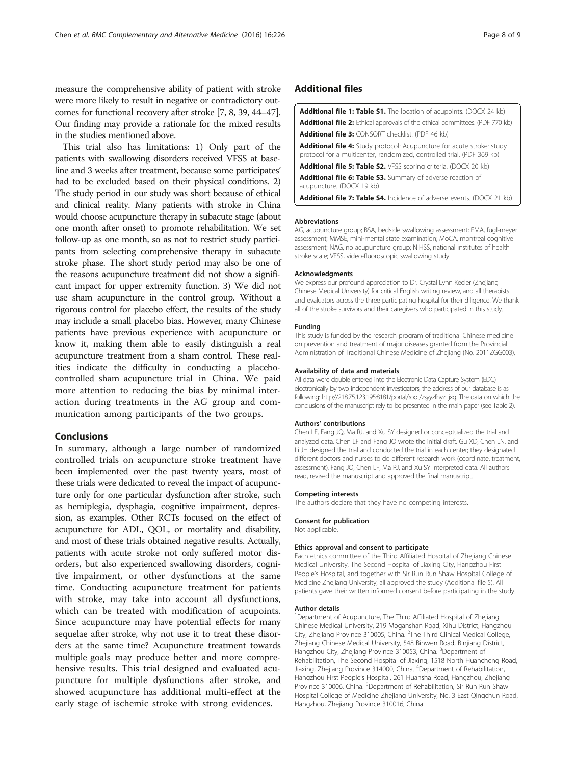measure the comprehensive ability of patient with stroke were more likely to result in negative or contradictory outcomes for functional recovery after stroke [7, 8, 39, 44–47]. Our finding may provide a rationale for the mixed results in the studies mentioned above.

This trial also has limitations: 1) Only part of the patients with swallowing disorders received VFSS at baseline and 3 weeks after treatment, because some participates' had to be excluded based on their physical conditions. 2) The study period in our study was short because of ethical and clinical reality. Many patients with stroke in China would choose acupuncture therapy in subacute stage (about one month after onset) to promote rehabilitation. We set follow-up as one month, so as not to restrict study participants from selecting comprehensive therapy in subacute stroke phase. The short study period may also be one of the reasons acupuncture treatment did not show a significant impact for upper extremity function. 3) We did not use sham acupuncture in the control group. Without a rigorous control for placebo effect, the results of the study may include a small placebo bias. However, many Chinese patients have previous experience with acupuncture or know it, making them able to easily distinguish a real acupuncture treatment from a sham control. These realities indicate the difficulty in conducting a placebo-controlled sham acupuncture trial in China. We paid more attention to reducing the bias by minimal interaction during treatments in the AG group and communication among participants of the two groups.

## Conclusions

In summary, although a large number of randomized controlled trials on acupuncture stroke treatment have been implemented over the past twenty years, most of these trials were dedicated to reveal the impact of acupuncture only for one particular dysfunction after stroke, such as hemiplegia, dysphagia, cognitive impairment, depression, as examples. Other RCTs focused on the effect of acupuncture for ADL, QOL, or mortality and disability, and most of these trials obtained negative results. Actually, patients with acute stroke not only suffered motor disorders, but also experienced swallowing disorders, cognitive impairment, or other dysfunctions at the same time. Conducting acupuncture treatment for patients with stroke, may take into account all dysfunctions, which can be treated with modification of acupoints. Since acupuncture may have potential effects for many sequelae after stroke, why not use it to treat these disorders at the same time? Acupuncture treatment towards multiple goals may produce better and more comprehensive results. This trial designed and evaluated acupuncture for multiple dysfunctions after stroke, and showed acupuncture has additional multi-effect at the early stage of ischemic stroke with strong evidences.

## Additional files

**Additional file 1: Table S1.** The location of acupoints. (DOCX 24 kb)

**Additional file 2:** Ethical approvals of the ethical committees. (PDF 770 kb)

**Additional file 3:** CONSORT checklist. (PDF 46 kb)

**Additional file 4:** Study protocol: Acupuncture for acute stroke: study protocol for a multicenter, randomized, controlled trial. (PDF 369 kb)

**Additional file 5: Table S2.** VFSS scoring criteria. (DOCX 20 kb)

**Additional file 6: Table S3.** Summary of adverse reaction of acupuncture. (DOCX 19 kb)

**Additional file 7: Table S4.** Incidence of adverse events. (DOCX 21 kb)

#### Abbreviations

AG, acupuncture group; BSA, bedside swallowing assessment; FMA, fugl-meyer assessment; MMSE, mini-mental state examination; MoCA, montreal cognitive assessment; NAG, no acupuncture group; NIHSS, national institutes of health stroke scale; VFSS, video-fluoroscopic swallowing study

#### Acknowledgments

We express our profound appreciation to Dr. Crystal Lynn Keeler (Zhejiang Chinese Medical University) for critical English writing review, and all therapists and evaluators across the three participating hospital for their diligence. We thank all of the stroke survivors and their caregivers who participated in this study.

#### Funding

This study is funded by the research program of traditional Chinese medicine on prevention and treatment of major diseases granted from the Provincial Administration of Traditional Chinese Medicine of Zhejiang (No. 2011ZGG003).

#### Availability of data and materials

All data were double entered into the Electronic Data Capture System (EDC) electronically by two independent investigators, the address of our database is as following: http://218.75.123.195:8181/portal/root/zsyyzfhyz_jxq. The data on which the conclusions of the manuscript rely to be presented in the main paper (see Table 2).

#### Authors' contributions

Chen LF, Fang JQ, Ma RJ, and Xu SY designed or conceptualized the trial and analyzed data. Chen LF and Fang JQ wrote the initial draft. Gu XD, Chen LN, and Li JH designed the trial and conducted the trial in each center; they designated different doctors and nurses to do different research work (coordinate, treatment, assessment). Fang JQ, Chen LF, Ma RJ, and Xu SY interpreted data. All authors read, revised the manuscript and approved the final manuscript.

#### Competing interests

The authors declare that they have no competing interests.

#### Consent for publication

Not applicable.

#### Ethics approval and consent to participate

Each ethics committee of the Third Affiliated Hospital of Zhejiang Chinese Medical University, The Second Hospital of Jiaxing City, Hangzhou First People's Hospital, and together with Sir Run Run Shaw Hospital College of Medicine Zhejiang University, all approved the study (Additional file 5). All patients gave their written informed consent before participating in the study.

#### Author details

[1]Department of Acupuncture, The Third Affiliated Hospital of Zhejiang Chinese Medical University, 219 Moganshan Road, Xihu District, Hangzhou City, Zhejiang Province 310005, China. [2]The Third Clinical Medical College, Zhejiang Chinese Medical University, 548 Binwen Road, Binjiang District, Hangzhou City, Zhejiang Province 310053, China. [3]Department of Rehabilitation, The Second Hospital of Jiaxing, 1518 North Huancheng Road, Jiaxing, Zhejiang Province 314000, China. [4]Department of Rehabilitation, Hangzhou First People's Hospital, 261 Huansha Road, Hangzhou, Zhejiang Province 310006, China. [5]Department of Rehabilitation, Sir Run Run Shaw Hospital College of Medicine Zhejiang University, No. 3 East Qingchun Road, Hangzhou, Zhejiang Province 310016, China.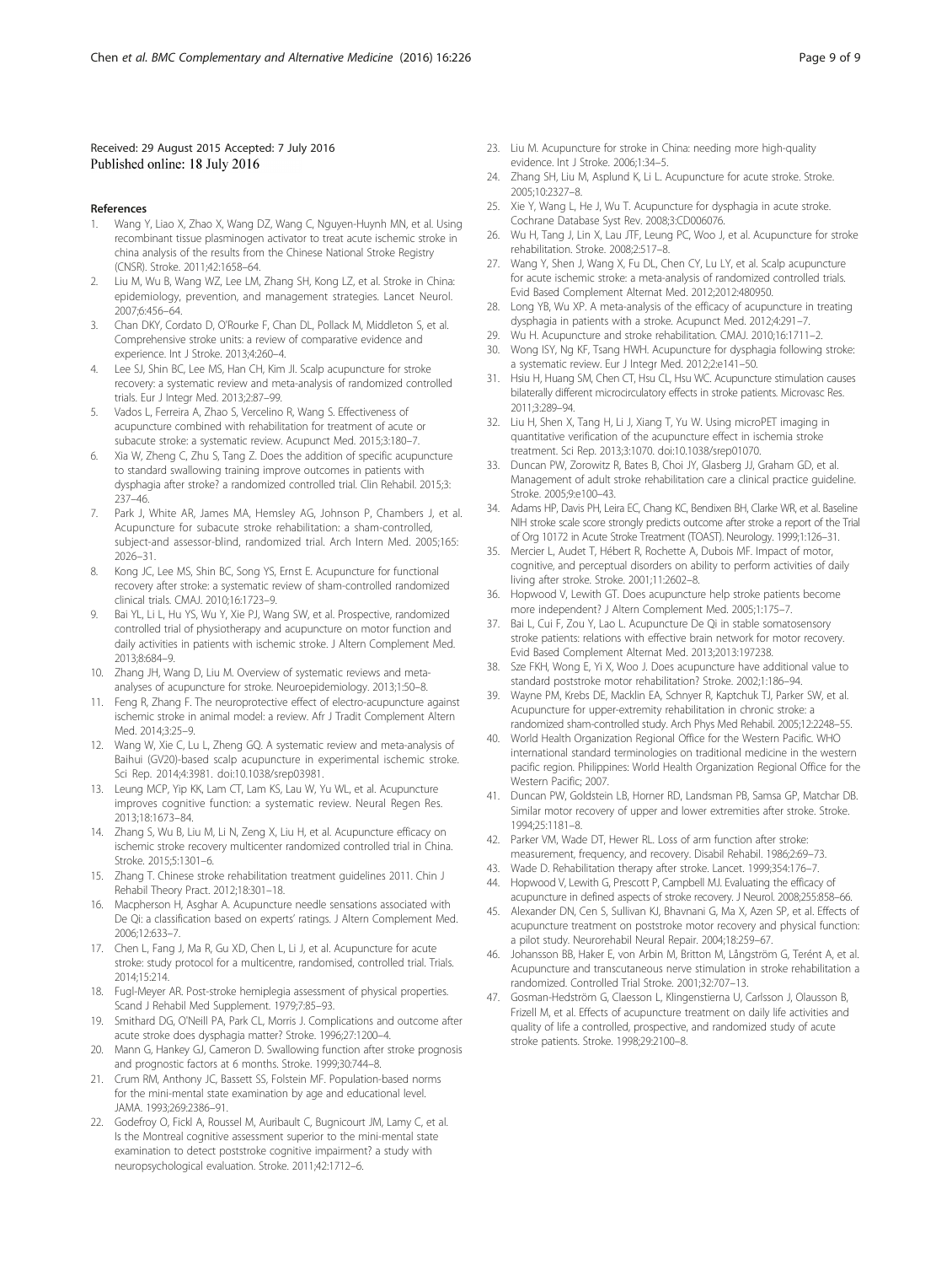Received: 29 August 2015 Accepted: 7 July 2016
Published online: 18 July 2016

## References

1. Wang Y, Liao X, Zhao X, Wang DZ, Wang C, Nguyen-Huynh MN, et al. Using recombinant tissue plasminogen activator to treat acute ischemic stroke in china analysis of the results from the Chinese National Stroke Registry (CNSR). Stroke. 2011;42:1658–64.
2. Liu M, Wu B, Wang WZ, Lee LM, Zhang SH, Kong LZ, et al. Stroke in China: epidemiology, prevention, and management strategies. Lancet Neurol. 2007;6:456–64.
3. Chan DKY, Cordato D, O'Rourke F, Chan DL, Pollack M, Middleton S, et al. Comprehensive stroke units: a review of comparative evidence and experience. Int J Stroke. 2013;4:260–4.
4. Lee SJ, Shin BC, Lee MS, Han CH, Kim JI. Scalp acupuncture for stroke recovery: a systematic review and meta-analysis of randomized controlled trials. Eur J Integr Med. 2013;2:87–99.
5. Vados L, Ferreira A, Zhao S, Vercelino R, Wang S. Effectiveness of acupuncture combined with rehabilitation for treatment of acute or subacute stroke: a systematic review. Acupunct Med. 2015;3:180–7.
6. Xia W, Zheng C, Zhu S, Tang Z. Does the addition of specific acupuncture to standard swallowing training improve outcomes in patients with dysphagia after stroke? a randomized controlled trial. Clin Rehabil. 2015;3: 237–46.
7. Park J, White AR, James MA, Hemsley AG, Johnson P, Chambers J, et al. Acupuncture for subacute stroke rehabilitation: a sham-controlled, subject-and assessor-blind, randomized trial. Arch Intern Med. 2005;165: 2026–31.
8. Kong JC, Lee MS, Shin BC, Song YS, Ernst E. Acupuncture for functional recovery after stroke: a systematic review of sham-controlled randomized clinical trials. CMAJ. 2010;16:1723–9.
9. Bai YL, Li L, Hu YS, Wu Y, Xie PJ, Wang SW, et al. Prospective, randomized controlled trial of physiotherapy and acupuncture on motor function and daily activities in patients with ischemic stroke. J Altern Complement Med. 2013;8:684–9.
10. Zhang JH, Wang D, Liu M. Overview of systematic reviews and meta-analyses of acupuncture for stroke. Neuroepidemiology. 2013;1:50–8.
11. Feng R, Zhang F. The neuroprotective effect of electro-acupuncture against ischemic stroke in animal model: a review. Afr J Tradit Complement Altern Med. 2014;3:25–9.
12. Wang W, Xie C, Lu L, Zheng GQ. A systematic review and meta-analysis of Baihui (GV20)-based scalp acupuncture in experimental ischemic stroke. Sci Rep. 2014;4:3981. doi:10.1038/srep03981.
13. Leung MCP, Yip KK, Lam CT, Lam KS, Lau W, Yu WL, et al. Acupuncture improves cognitive function: a systematic review. Neural Regen Res. 2013;18:1673–84.
14. Zhang S, Wu B, Liu M, Li N, Zeng X, Liu H, et al. Acupuncture efficacy on ischemic stroke recovery multicenter randomized controlled trial in China. Stroke. 2015;5:1301–6.
15. Zhang T. Chinese stroke rehabilitation treatment guidelines 2011. Chin J Rehabil Theory Pract. 2012;18:301–18.
16. Macpherson H, Asghar A. Acupuncture needle sensations associated with De Qi: a classification based on experts' ratings. J Altern Complement Med. 2006;12:633–7.
17. Chen L, Fang J, Ma R, Gu XD, Chen L, Li J, et al. Acupuncture for acute stroke: study protocol for a multicentre, randomised, controlled trial. Trials. 2014;15:214.
18. Fugl-Meyer AR. Post-stroke hemiplegia assessment of physical properties. Scand J Rehabil Med Supplement. 1979;7:85–93.
19. Smithard DG, O'Neill PA, Park CL, Morris J. Complications and outcome after acute stroke does dysphagia matter? Stroke. 1996;27:1200–4.
20. Mann G, Hankey GJ, Cameron D. Swallowing function after stroke prognosis and prognostic factors at 6 months. Stroke. 1999;30:744–8.
21. Crum RM, Anthony JC, Bassett SS, Folstein MF. Population-based norms for the mini-mental state examination by age and educational level. JAMA. 1993;269:2386–91.
22. Godefroy O, Fickl A, Roussel M, Auribault C, Bugnicourt JM, Lamy C, et al. Is the Montreal cognitive assessment superior to the mini-mental state examination to detect poststroke cognitive impairment? a study with neuropsychological evaluation. Stroke. 2011;42:1712–6.
23. Liu M. Acupuncture for stroke in China: needing more high-quality evidence. Int J Stroke. 2006;1:34–5.
24. Zhang SH, Liu M, Asplund K, Li L. Acupuncture for acute stroke. Stroke. 2005;10:2327–8.
25. Xie Y, Wang L, He J, Wu T. Acupuncture for dysphagia in acute stroke. Cochrane Database Syst Rev. 2008;3:CD006076.
26. Wu H, Tang J, Lin X, Lau JTF, Leung PC, Woo J, et al. Acupuncture for stroke rehabilitation. Stroke. 2008;2:517–8.
27. Wang Y, Shen J, Wang X, Fu DL, Chen CY, Lu LY, et al. Scalp acupuncture for acute ischemic stroke: a meta-analysis of randomized controlled trials. Evid Based Complement Alternat Med. 2012;2012:480950.
28. Long YB, Wu XP. A meta-analysis of the efficacy of acupuncture in treating dysphagia in patients with a stroke. Acupunct Med. 2012;4:291–7.
29. Wu H. Acupuncture and stroke rehabilitation. CMAJ. 2010;16:1711–2.
30. Wong ISY, Ng KF, Tsang HWH. Acupuncture for dysphagia following stroke: a systematic review. Eur J Integr Med. 2012;2:e141–50.
31. Hsiu H, Huang SM, Chen CT, Hsu CL, Hsu WC. Acupuncture stimulation causes bilaterally different microcirculatory effects in stroke patients. Microvasc Res. 2011;3:289–94.
32. Liu H, Shen X, Tang H, Li J, Xiang T, Yu W. Using microPET imaging in quantitative verification of the acupuncture effect in ischemia stroke treatment. Sci Rep. 2013;3:1070. doi:10.1038/srep01070.
33. Duncan PW, Zorowitz R, Bates B, Choi JY, Glasberg JJ, Graham GD, et al. Management of adult stroke rehabilitation care a clinical practice guideline. Stroke. 2005;9:e100–43.
34. Adams HP, Davis PH, Leira EC, Chang KC, Bendixen BH, Clarke WR, et al. Baseline NIH stroke scale score strongly predicts outcome after stroke a report of the Trial of Org 10172 in Acute Stroke Treatment (TOAST). Neurology. 1999;1:126–31.
35. Mercier L, Audet T, Hébert R, Rochette A, Dubois MF. Impact of motor, cognitive, and perceptual disorders on ability to perform activities of daily living after stroke. Stroke. 2001;11:2602–8.
36. Hopwood V, Lewith GT. Does acupuncture help stroke patients become more independent? J Altern Complement Med. 2005;1:175–7.
37. Bai L, Cui F, Zou Y, Lao L. Acupuncture De Qi in stable somatosensory stroke patients: relations with effective brain network for motor recovery. Evid Based Complement Alternat Med. 2013;2013:197238.
38. Sze FKH, Wong E, Yi X, Woo J. Does acupuncture have additional value to standard poststroke motor rehabilitation? Stroke. 2002;1:186–94.
39. Wayne PM, Krebs DE, Macklin EA, Schnyer R, Kaptchuk TJ, Parker SW, et al. Acupuncture for upper-extremity rehabilitation in chronic stroke: a randomized sham-controlled study. Arch Phys Med Rehabil. 2005;12:2248–55.
40. World Health Organization Regional Office for the Western Pacific. WHO international standard terminologies on traditional medicine in the western pacific region. Philippines: World Health Organization Regional Office for the Western Pacific; 2007.
41. Duncan PW, Goldstein LB, Horner RD, Landsman PB, Samsa GP, Matchar DB. Similar motor recovery of upper and lower extremities after stroke. Stroke. 1994;25:1181–8.
42. Parker VM, Wade DT, Hewer RL. Loss of arm function after stroke: measurement, frequency, and recovery. Disabil Rehabil. 1986;2:69–73.
43. Wade D. Rehabilitation therapy after stroke. Lancet. 1999;354:176–7.
44. Hopwood V, Lewith G, Prescott P, Campbell MJ. Evaluating the efficacy of acupuncture in defined aspects of stroke recovery. J Neurol. 2008;255:858–66.
45. Alexander DN, Cen S, Sullivan KJ, Bhavnani G, Ma X, Azen SP, et al. Effects of acupuncture treatment on poststroke motor recovery and physical function: a pilot study. Neurorehabil Neural Repair. 2004;18:259–67.
46. Johansson BB, Haker E, von Arbin M, Britton M, Långström G, Terént A, et al. Acupuncture and transcutaneous nerve stimulation in stroke rehabilitation a randomized. Controlled Trial Stroke. 2001;32:707–13.
47. Gosman-Hedström G, Claesson L, Klingenstierna U, Carlsson J, Olausson B, Frizell M, et al. Effects of acupuncture treatment on daily life activities and quality of life a controlled, prospective, and randomized study of acute stroke patients. Stroke. 1998;29:2100–8.